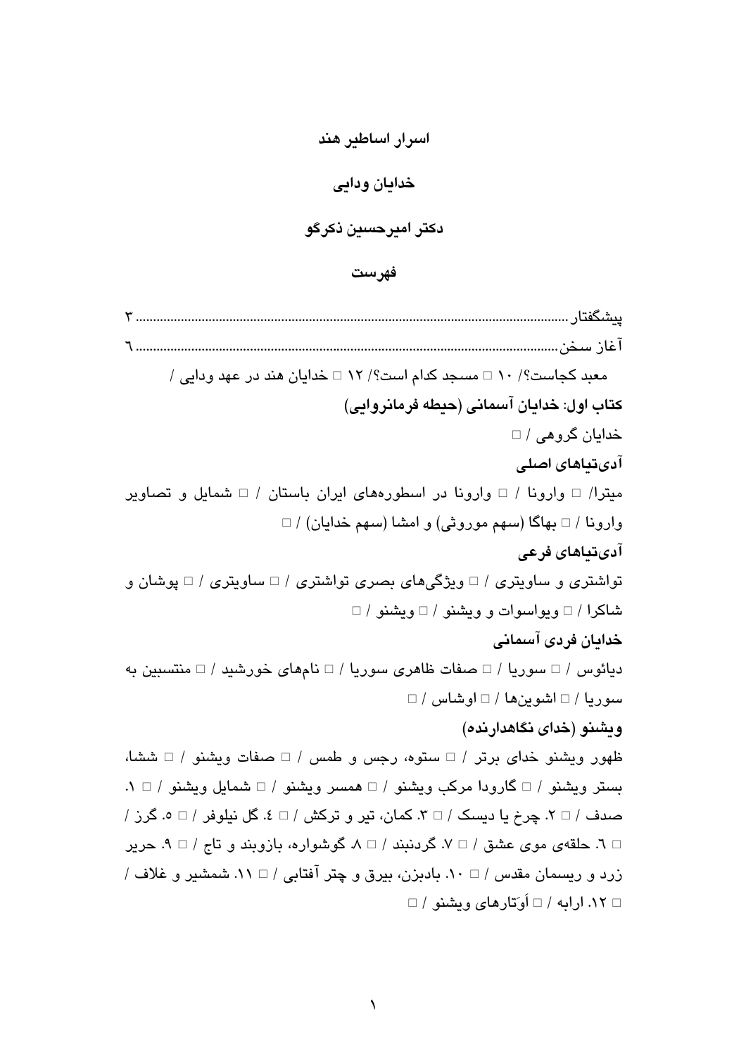# اسرار اساطیر هند

## خدایان ودایی

### دکتر امیرحسین ذکرگو

### فهرست

پیشگفتار ........................................................................................................ ۳

آغاز سخن ........................................................................................................ ٦

معبد کجاست؟/ ۱۰ □ مسجد کدام است؟/ ۱۲ □ خدایان هند در عهد ودایی /

**کتاب اول: خدایان آسمانی (حیطه فرمانروایی)**

خدایان گروهی / □

**آدی‌تیاهای اصلی**

میترا/ □ وارونا / □ وارونا در اسطوره‌های ایران باستان / □ شمایل و تصاویر وارونا / □ بهاگا (سهم موروثی) و امشا (سهم خدایان) / □

**آدی‌تیاهای فرعی**

تواشتری و ساویتری / □ ویژگی‌های بصری تواشتری / □ ساویتری / □ پوشان و شاکرا / □ ویواسوات و ویشنو / □ ویشنو / □

**خدایان فردی آسمانی**

دیائوس / □ سوریا / □ صفات ظاهری سوریا / □ نام‌های خورشید / □ منتسبین به سوریا / □ اشوین‌ها / □ اوشاس / □

**ویشنو (خدای نگاهدارنده)**

ظهور ویشنو خدای برتر / □ ستوه، رجس و طمس / □ صفات ویشنو / □ ششا، بستر ویشنو / □ گارودا مرکب ویشنو / □ همسر ویشنو / □ شمایل ویشنو / □ ۱. صدف / □ ۲. چرخ یا دیسک / □ ۳. کمان، تیر و ترکش / □ ٤. گل نیلوفر / □ ٥. گرز / □ ٦. حلقه‌ی موی عشق / □ ۷. گردنبند / □ ۸. گوشواره، بازوبند و تاج / □ ۹. حریر زرد و ریسمان مقدس / □ ۱۰. بادبزن، بیرق و چتر آفتابی / □ ۱۱. شمشیر و غلاف / □ ۱۲. ارابه / □ اَوَتارهای ویشنو / □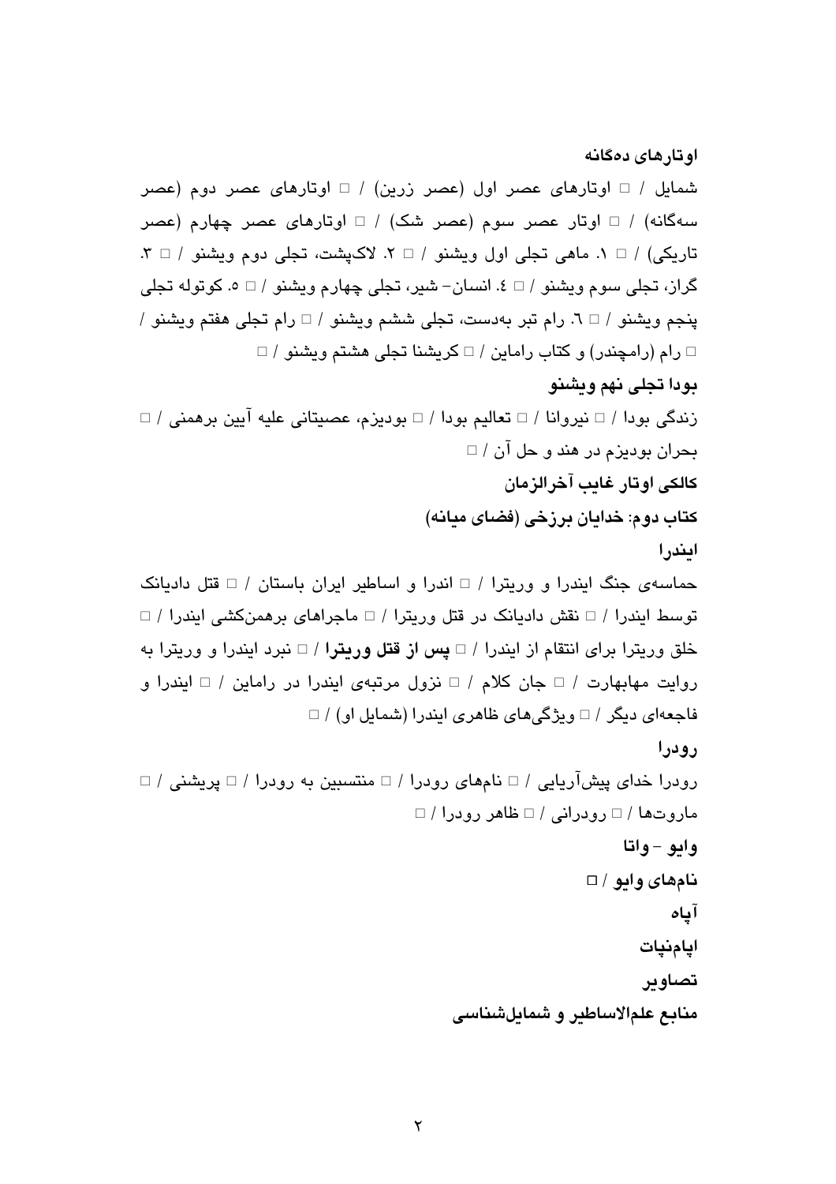**اوتارهای ده‌گانه**

شمایل / □ اوتارهای عصر اول (عصر زرین) / □ اوتارهای عصر دوم (عصر سه‌گانه) / □ اوتار عصر سوم (عصر شک) / □ اوتارهای عصر چهارم (عصر تاریکی) / □ ۱. ماهی تجلی اول ویشنو / □ ۲. لاک‌پشت، تجلی دوم ویشنو / □ ۳. گراز، تجلی سوم ویشنو / □ ٤. انسان- شیر، تجلی چهارم ویشنو / □ ٥. کوتوله تجلی پنجم ویشنو / □ ٦. رام تبر به‌دست، تجلی ششم ویشنو / □ رام تجلی هفتم ویشنو / □ رام (رامچندر) و کتاب راماین / □ کریشنا تجلی هشتم ویشنو / □

**بودا تجلی نهم ویشنو**

زندگی بودا / □ نیروانا / □ تعالیم بودا / □ بودیزم، عصیتانی علیه آیین برهمنی / □ بحران بودیزم در هند و حل آن / □

**کالکی اوتار غایب آخرالزمان**

**کتاب دوم: خدایان برزخی (فضای میانه)**

**ایندرا**

حماسه‌ی جنگ ایندرا و وریترا / □ اندرا و اساطیر ایران باستان / □ قتل دادیانک توسط ایندرا / □ نقش دادیانک در قتل وریترا / □ ماجراهای برهمن‌کشی ایندرا / □ خلق وریترا برای انتقام از ایندرا / □ **پس از قتل وریترا** / □ نبرد ایندرا و وریترا به روایت مهابهارت / □ جان کلام / □ نزول مرتبه‌ی ایندرا در راماین / □ ایندرا و فاجعه‌ای دیگر / □ ویژگی‌های ظاهری ایندرا (شمایل او) / □

**رودرا**

رودرا خدای پیش‌آریایی / □ نام‌های رودرا / □ منتسبین به رودرا / □ پریشنی / □ ماروت‌ها / □ رودرانی / □ ظاهر رودرا / □

**وایو – واتا**

**نام‌های وایو** / □

**آپاه**

**اپام‌نپات**

**تصاویر**

**منابع علم‌الاساطیر و شمایل‌شناسی**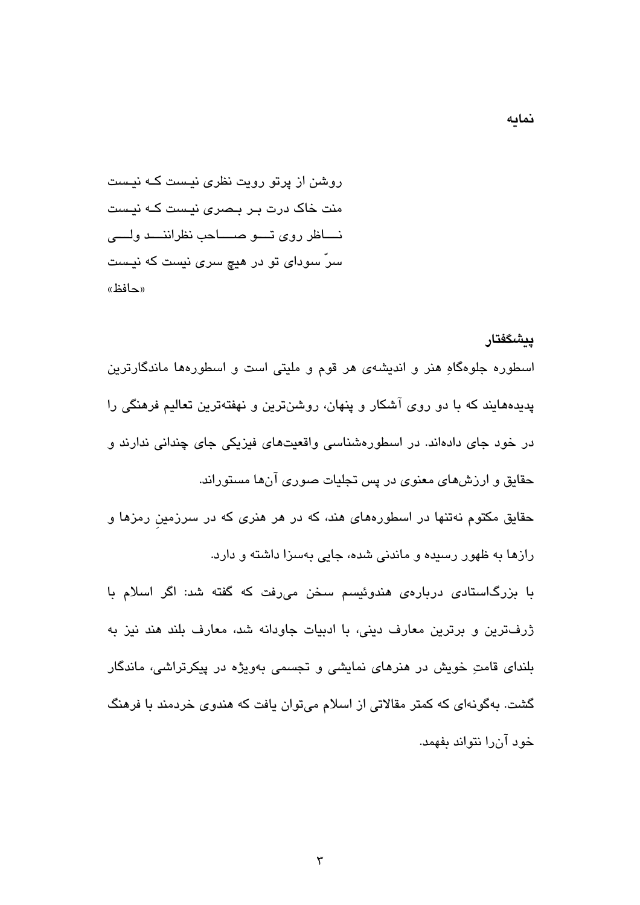## نمایه

روشن از پرتو رویت نظری نیست که نیست
منت خاک درت بر بصری نیست که نیست
ناظر روی تو صاحب نظرانند ولی
سرّ سودای تو در هیچ سری نیست که نیست
«حافظ»

### پیشگفتار

اسطوره جلوه‌گاهِ هنر و اندیشه‌ی هر قوم و ملیتی است و اسطوره‌ها ماندگارترین پدیده‌هایند که با دو روی آشکار و پنهان، روشن‌ترین و نهفته‌ترین تعالیم فرهنگی را در خود جای داده‌اند. در اسطوره‌شناسی واقعیت‌های فیزیکی جای چندانی ندارند و حقایق و ارزش‌های معنوی در پس تجلیات صوری آن‌ها مستوراند.

حقایق مکتوم نه‌تنها در اسطوره‌های هند، که در هر هنری که در سرزمینِ رمزها و رازها به ظهور رسیده و ماندنی شده، جایی به‌سزا داشته و دارد.

با بزرگ‌استادی درباره‌ی هندوئیسم سخن می‌رفت که گفته شد: اگر اسلام با ژرف‌ترین و برترین معارف دینی، با ادبیات جاودانه شد، معارف بلند هند نیز به بلندای قامتِ خویش در هنرهای نمایشی و تجسمی به‌ویژه در پیکرتراشی، ماندگار گشت. به‌گونه‌ای که کمتر مقالاتی از اسلام می‌توان یافت که هندوی خردمند با فرهنگ خود آن‌را نتواند بفهمد.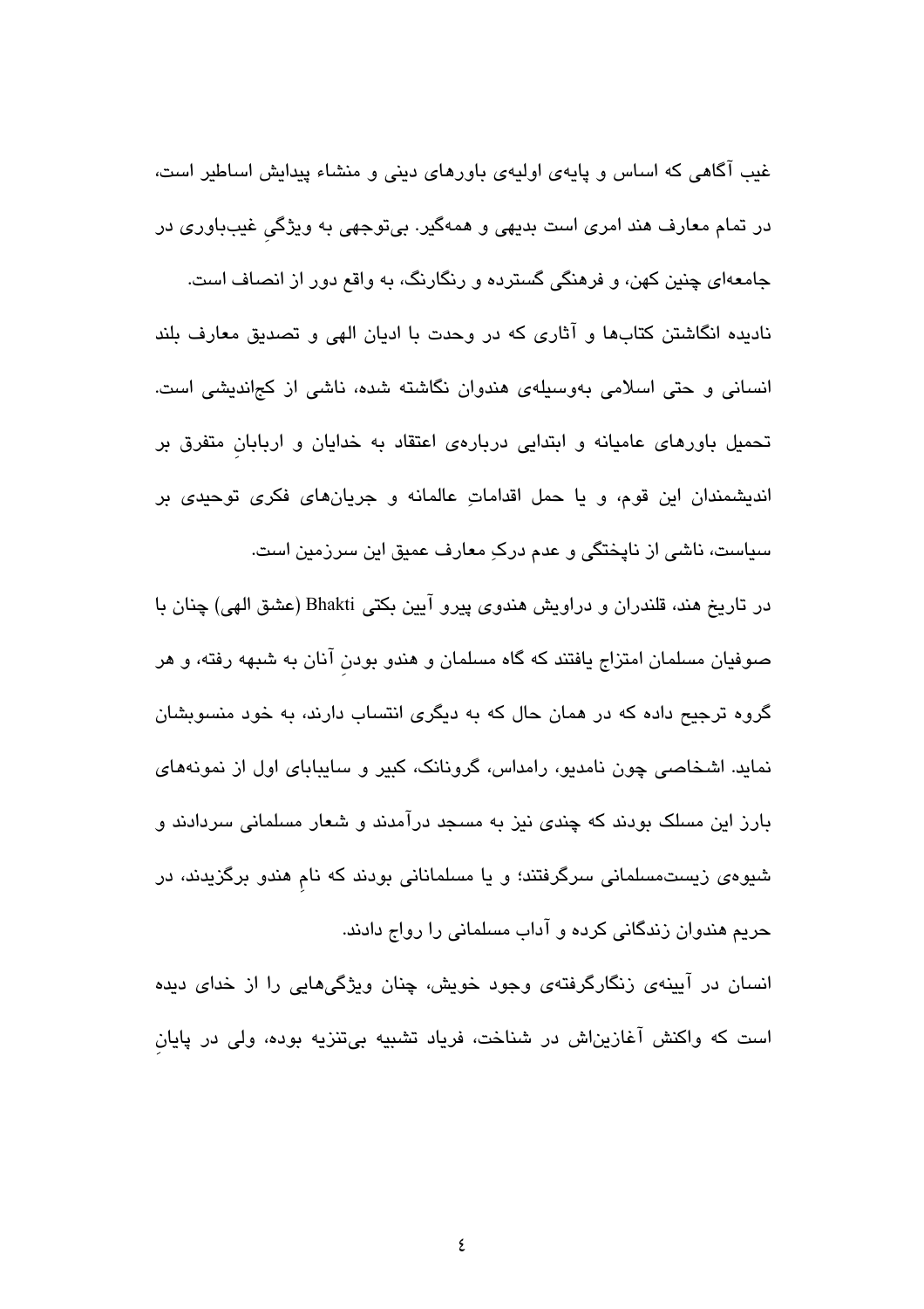غیب آگاهی که اساس و پایه‌ی اولیه‌ی باورهای دینی و منشاء پیدایش اساطیر است، در تمام معارف هند امری است بدیهی و همه‌گیر. بی‌توجهی به ویژگیِ غیب‌باوری در جامعه‌ای چنین کهن، و فرهنگی گسترده و رنگارنگ، به واقع دور از انصاف است.

نادیده انگاشتن کتاب‌ها و آثاری که در وحدت با ادیان الهی و تصدیق معارف بلند انسانی و حتی اسلامی به‌وسیله‌ی هندوان نگاشته شده، ناشی از کج‌اندیشی است. تحمیل باورهای عامیانه و ابتدایی درباره‌ی اعتقاد به خدایان و اربابانِ متفرق بر اندیشمندان این قوم، و یا حمل اقداماتِ عالمانه و جریان‌های فکری توحیدی بر سیاست، ناشی از ناپختگی و عدم درکِ معارف عمیق این سرزمین است.

در تاریخ هند، قلندران و دراویش هندوی پیرو آیین بکتی Bhakti (عشق الهی) چنان با صوفیان مسلمان امتزاج یافتند که گاه مسلمان و هندو بودنِ آنان به شبهه رفته، و هر گروه ترجیح داده که در همان حال که به دیگری انتساب دارند، به خود منسوبشان نماید. اشخاصی چون نامدیو، رامداس، گرونانک، کبیر و سایبابای اول از نمونه‌های بارز این مسلک بودند که چندی نیز به مسجد درآمدند و شعار مسلمانی سردادند و شیوه‌ی زیست‌مسلمانی سرگرفتند؛ و یا مسلمانانی بودند که نامِ هندو برگزیدند، در حریم هندوان زندگانی کرده و آداب مسلمانی را رواج دادند.

انسان در آیینه‌ی زنگارگرفته‌ی وجود خویش، چنان ویژگی‌هایی را از خدای دیده است که واکنش آغازین‌اش در شناخت، فریاد تشبیه بی‌تنزیه بوده، ولی در پایانِ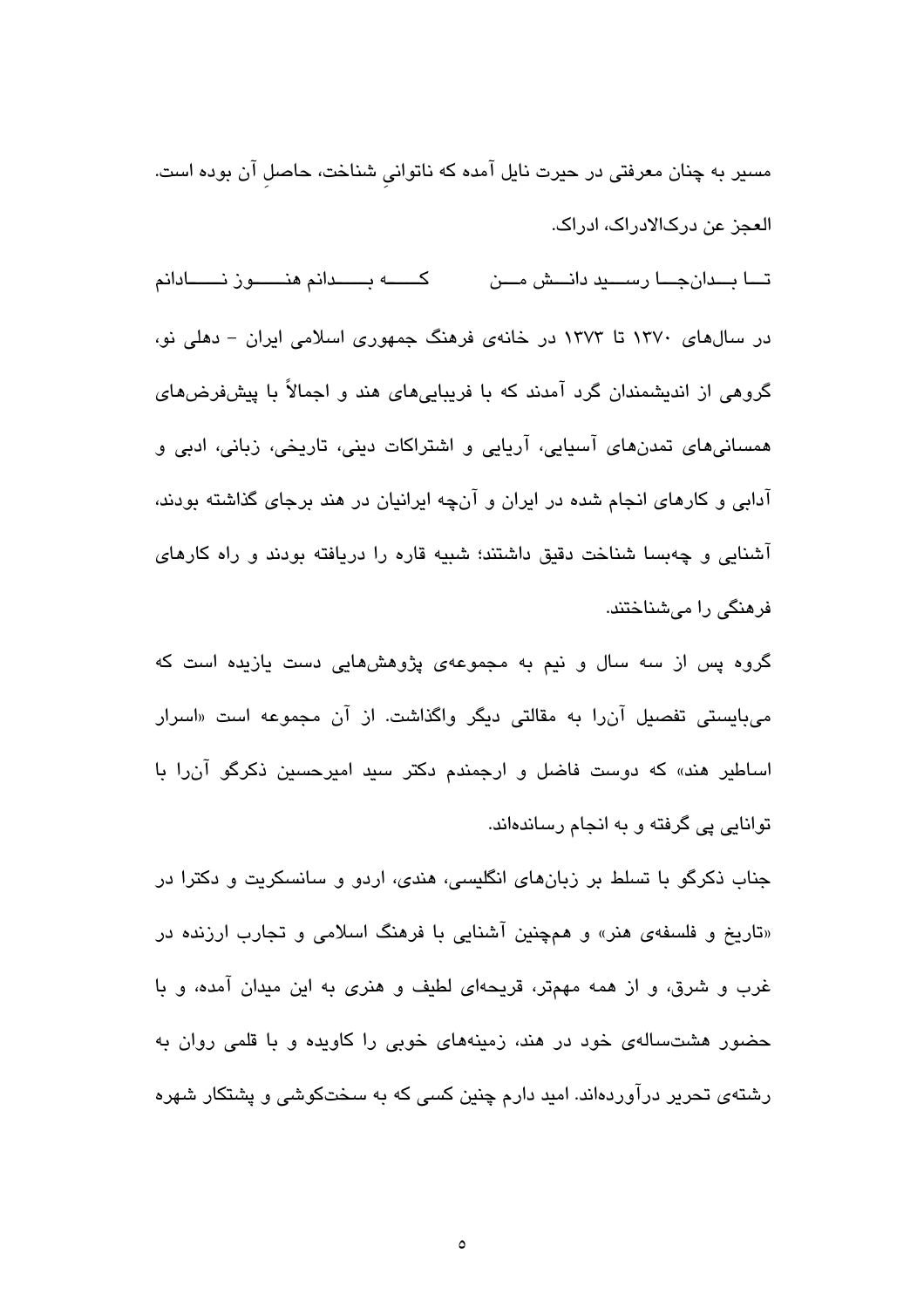مسیر به چنان معرفتی در حیرت نایل آمده که ناتوانیِ شناخت، حاصلِ آن بوده است.
العجز عن درک‌الادراک، ادراک.

تا بدان‌جا رسید دانش من          که بدانم هنوز نادانم

در سال‌های ۱۳۷۰ تا ۱۳۷۳ در خانه‌ی فرهنگ جمهوری اسلامی ایران - دهلی نو، گروهی از اندیشمندان گرد آمدند که با فریبایی‌های هند و اجمالاً با پیش‌فرض‌های همسانی‌های تمدن‌های آسیایی، آریایی و اشتراکات دینی، تاریخی، زبانی، ادبی و آدابی و کارهای انجام شده در ایران و آن‌چه ایرانیان در هند برجای گذاشته بودند، آشنایی و چه‌بسا شناخت دقیق داشتند؛ شبیه قاره را دریافته بودند و راه کارهای فرهنگی را می‌شناختند.

گروه پس از سه سال و نیم به مجموعه‌ی پژوهش‌هایی دست یازیده است که می‌بایستی تفصیل آن‌را به مقالتی دیگر واگذاشت. از آن مجموعه است «اسرار اساطیر هند» که دوست فاضل و ارجمندم دکتر سید امیرحسین ذکرگو آن‌را با توانایی پی گرفته و به انجام رسانده‌اند.

جناب ذکرگو با تسلط بر زبان‌های انگلیسی، هندی، اردو و سانسکریت و دکترا در «تاریخ و فلسفه‌ی هنر» و هم‌چنین آشنایی با فرهنگ اسلامی و تجارب ارزنده در غرب و شرق، و از همه مهم‌تر، قریحه‌ای لطیف و هنری به این میدان آمده، و با حضور هشت‌ساله‌ی خود در هند، زمینه‌های خوبی را کاویده و با قلمی روان به رشته‌ی تحریر درآورده‌اند. امید دارم چنین کسی که به سخت‌کوشی و پشتکار شهره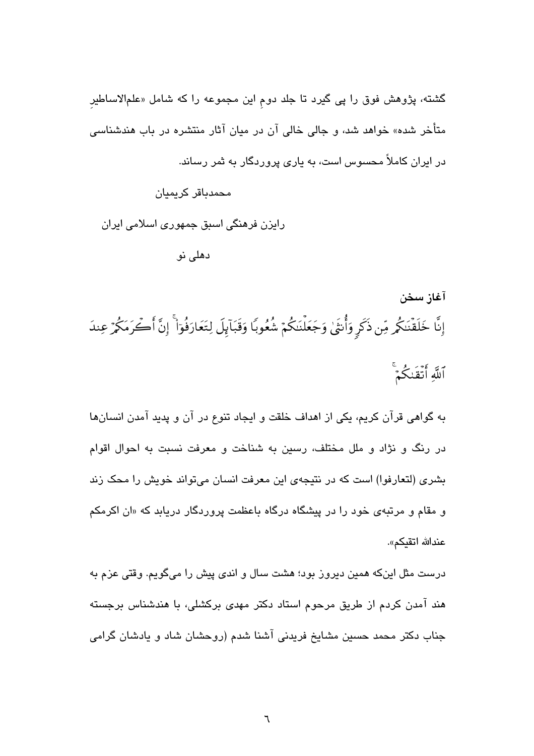گشته، پژوهش فوق را پی گیرد تا جلد دومِ این مجموعه را که شامل «علم‌الاساطیرِ متأخر شده» خواهد شد، و جالی خالی آن در میان آثار منتشره در باب هندشناسی در ایران کاملاً محسوس است، به یاری پروردگار به ثمر رساند.

محمدباقر کریمیان

رایزن فرهنگی اسبق جمهوری اسلامی ایران

دهلی نو

## آغاز سخن

إِنَّا خَلَقْنَاكُم مِّن ذَكَرٍ وَأُنثَىٰ وَجَعَلْنَاكُمْ شُعُوبًا وَقَبَائِلَ لِتَعَارَفُوا ۚ إِنَّ أَكْرَمَكُمْ عِندَ اللَّهِ أَتْقَاكُمْ ۚ

به گواهی قرآن کریم، یکی از اهداف خلقت و ایجاد تنوع در آن و پدید آمدن انسان‌ها در رنگ و نژاد و ملل مختلف، رسین به شناخت و معرفت نسبت به احوال اقوام بشری (لتعارفوا) است که در نتیجه‌ی این معرفت انسان می‌تواند خویش را محک زند و مقام و مرتبه‌ی خود را در پیشگاه درگاه باعظمت پروردگار دریابد که «ان اکرمکم عندالله اتقیکم».

درست مثل این‌که همین دیروز بود؛ هشت سال و اندی پیش را می‌گویم. وقتی عزم به هند آمدن کردم از طریق مرحوم استاد دکتر مهدی برکشلی، با هندشناس برجسته جناب دکتر محمد حسین مشایخ فریدنی آشنا شدم (روحشان شاد و یادشان گرامی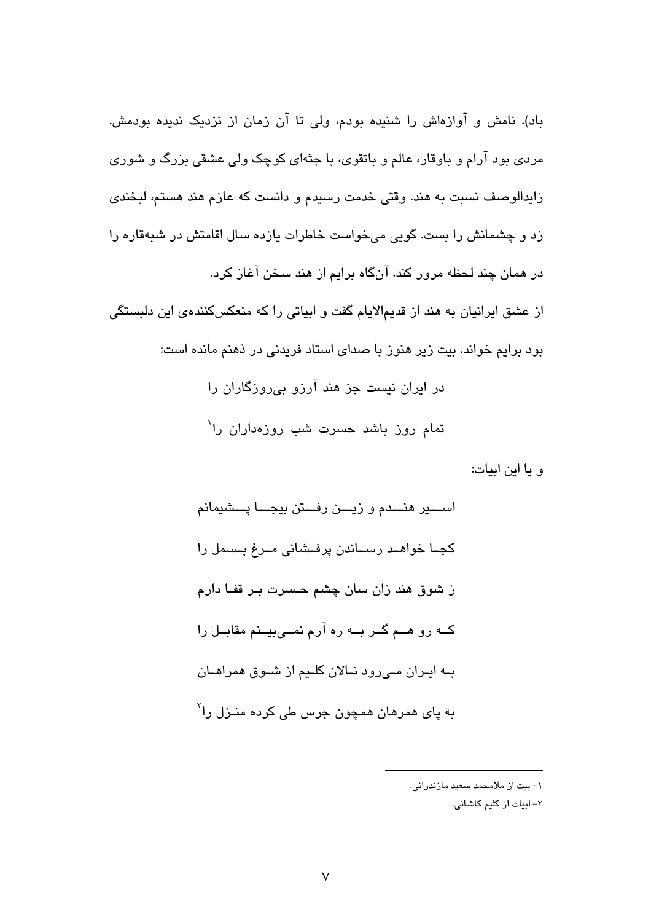باد). نامش و آوازه‌اش را شنیده بودم، ولی تا آن زمان از نزدیک ندیده بودمش. مردی بود آرام و باوقار، عالم و باتقوی، با جثه‌ای کوچک ولی عشقی بزرگ و شوری زایدالوصف نسبت به هند. وقتی خدمت رسیدم و دانست که عازم هند هستم، لبخندی زد و چشمانش را بست. گویی می‌خواست خاطرات یازده سال اقامتش در شبه‌قاره را در همان چند لحظه مرور کند. آنگاه برایم از هند سخن آغاز کرد.

از عشق ایرانیان به هند از قدیم‌الایام گفت و ابیاتی را که منعکس‌کننده‌ی این دلبستگی بود برایم خواند. بیت زیر هنوز با صدای استاد فریدنی در ذهنم مانده است:

در ایران نیست جز هند آرزو بی‌روزگاران را

تمام روز باشد حسرت شب روزه‌داران را[1]

و یا این ابیات:

اسیر هندم و زین رفتن بیجا پشیمانم

کجا خواهد رساندن پرفشانی مرغ بسمل را

ز شوق هند زان سان چشم حسرت بر قفا دارم

که رو هم گر به ره آرم نمی‌بینم مقابل را

به ایران می‌رود نالان کلیم از شوق همراهان

به پای همرهان همچون جرس طی کرده منزل را[2]

---

۱- بیت از ملامحمد سعید مازندرانی.

۲- ابیات از کلیم کاشانی.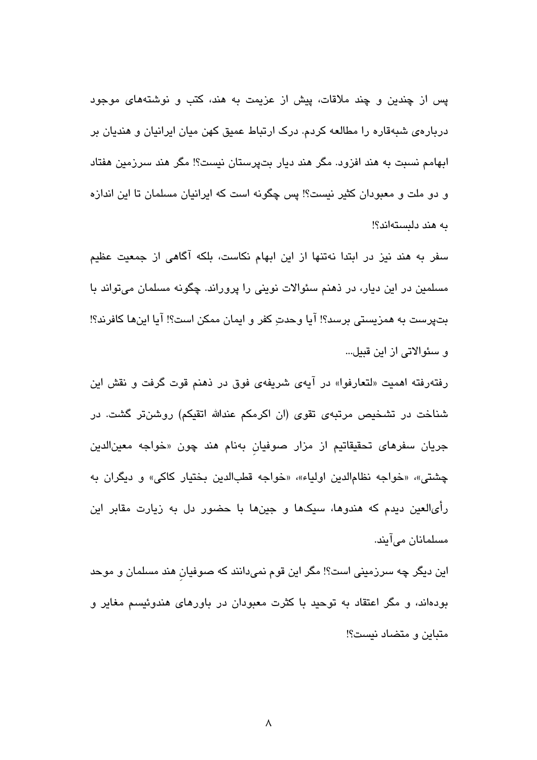پس از چندین و چند ملاقات، پیش از عزیمت به هند، کتب و نوشته‌های موجود درباره‌ی شبه‌قاره را مطالعه کردم. درک ارتباط عمیق کهن میان ایرانیان و هندیان بر ابهامم نسبت به هند افزود. مگر هند دیار بت‌پرستان نیست؟! مگر هند سرزمین هفتاد و دو ملت و معبودان کثیر نیست؟! پس چگونه است که ایرانیان مسلمان تا این اندازه به هند دلبسته‌اند؟!

سفر به هند نیز در ابتدا نه‌تنها از این ابهام نکاست، بلکه آگاهی از جمعیت عظیم مسلمین در این دیار، در ذهنم سئوالات نوینی را پروراند. چگونه مسلمان می‌تواند با بت‌پرست به همزیستی برسد؟! آیا وحدتِ کفر و ایمان ممکن است؟! آیا این‌ها کافرند؟! و سئوالاتی از این قبیل...

رفته‌رفته اهمیت «لتعارفوا» در آیه‌ی شریفه‌ی فوق در ذهنم قوت گرفت و نقش این شناخت در تشخیص مرتبه‌ی تقوی (ان اکرمکم عندالله اتقیکم) روشن‌تر گشت. در جریان سفرهای تحقیقاتیم از مزار صوفیانِ به‌نام هند چون «خواجه معین‌الدین چشتی»، «خواجه نظام‌الدین اولیاء»، «خواجه قطب‌الدین بختیار کاکی» و دیگران به رأی‌العین دیدم که هندوها، سیک‌ها و جین‌ها با حضور دل به زیارت مقابر این مسلمانان می‌آیند.

این دیگر چه سرزمینی است؟! مگر این قوم نمی‌دانند که صوفیانِ هند مسلمان و موحد بوده‌اند، و مگر اعتقاد به توحید با کثرت معبودان در باورهای هندوئیسم مغایر و متباین و متضاد نیست؟!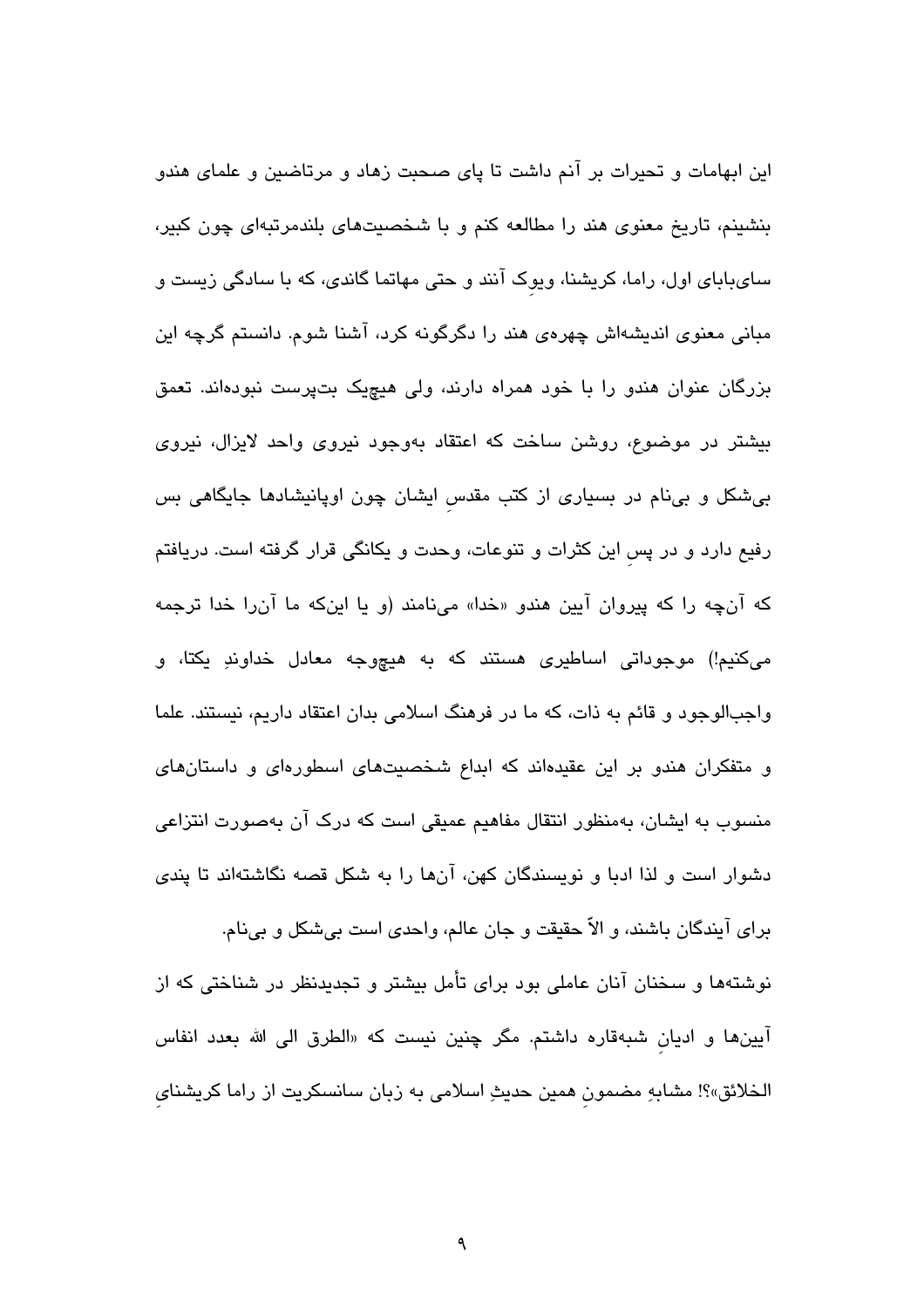این ابهامات و تحیرات بر آنم داشت تا پای صحبت زهاد و مرتاضین و علمای هندو بنشینم، تاریخ معنوی هند را مطالعه کنم و با شخصیت‌های بلندمرتبه‌ای چون کبیر، سای‌بابای اول، راما، کریشنا، ویوک آنند و حتی مهاتما گاندی، که با سادگی زیست و مبانی معنوی اندیشه‌اش چهره‌ی هند را دگرگونه کرد، آشنا شوم. دانستم گرچه این بزرگان عنوان هندو را با خود همراه دارند، ولی هیچ‌یک بت‌پرست نبوده‌اند. تعمق بیشتر در موضوع، روشن ساخت که اعتقاد به‌وجود نیروی واحد لایزال، نیروی بی‌شکل و بی‌نام در بسیاری از کتب مقدسِ ایشان چون اوپانیشادها جایگاهی بس رفیع دارد و در پسِ این کثرات و تنوعات، وحدت و یکانگی قرار گرفته است. دریافتم که آن‌چه را که پیروان آیین هندو «خدا» می‌نامند (و یا این‌که ما آن‌را خدا ترجمه می‌کنیم!) موجوداتی اساطیری هستند که به هیچ‌وجه معادل خداوندِ یکتا، و واجب‌الوجود و قائم به ذات، که ما در فرهنگ اسلامی بدان اعتقاد داریم، نیستند. علما و متفکران هندو بر این عقیده‌اند که ابداع شخصیت‌های اسطوره‌ای و داستان‌های منسوب به ایشان، به‌منظور انتقال مفاهیم عمیقی است که درک آن به‌صورت انتزاعی دشوار است و لذا ادبا و نویسندگان کهن، آن‌ها را به شکل قصه نگاشته‌اند تا پندی برای آیندگان باشند، و الاّ حقیقت و جان عالم، واحدی است بی‌شکل و بی‌نام.

نوشته‌ها و سخنان آنان عاملی بود برای تأمل بیشتر و تجدیدنظر در شناختی که از آیین‌ها و ادیانِ شبه‌قاره داشتم. مگر چنین نیست که «الطرق الی الله بعدد انفاس الخلائق»؟! مشابهِ مضمونِ همین حدیثِ اسلامی به زبان سانسکریت از راما کریشنایِ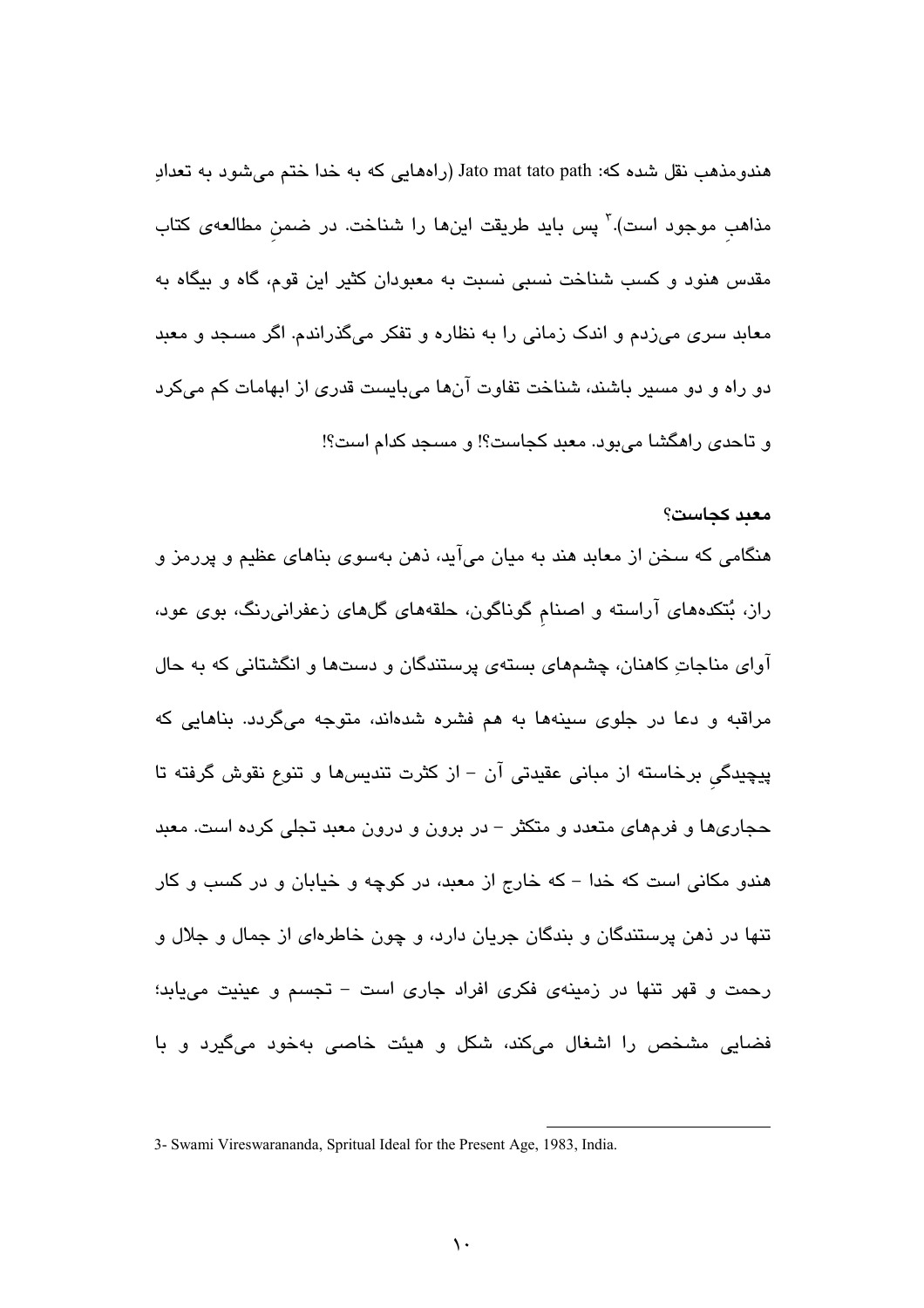هندومذهب نقل شده که: Jato mat tato path (راه‌هایی که به خدا ختم می‌شود به تعدادِ مذاهبِ موجود است).[3] پس باید طریقت این‌ها را شناخت. در ضمنِ مطالعه‌ی کتاب مقدس هنود و کسب شناخت نسبی نسبت به معبودان کثیر این قوم، گاه و بیگاه به معابد سری می‌زدم و اندک زمانی را به نظاره و تفکر می‌گذراندم. اگر مسجد و معبد دو راه و دو مسیر باشند، شناخت تفاوت آن‌ها می‌بایست قدری از ابهامات کم می‌کرد و تاحدی راهگشا می‌بود. معبد کجاست؟! و مسجد کدام است؟!

**معبد کجاست؟**

هنگامی که سخن از معابد هند به میان می‌آید، ذهن به‌سوی بناهای عظیم و پررمز و راز، بُتکده‌های آراسته و اصنامِ گوناگون، حلقه‌های گل‌های زعفرانی‌رنگ، بوی عود، آوای مناجاتِ کاهنان، چشم‌های بسته‌ی پرستندگان و دست‌ها و انگشتانی که به حال مراقبه و دعا در جلوی سینه‌ها به هم فشرده شده‌اند، متوجه می‌گردد. بناهایی که پیچیدگیِ برخاسته از مبانی عقیدتی آن – از کثرت تندیس‌ها و تنوع نقوش گرفته تا حجاری‌ها و فرم‌های متعدد و متکثر – در برون و درون معبد تجلی کرده است. معبد هندو مکانی است که خدا – که خارج از معبد، در کوچه و خیابان و در کسب و کار تنها در ذهن پرستندگان و بندگان جریان دارد، و چون خاطره‌ای از جمال و جلال و رحمت و قهر تنها در زمینه‌ی فکری افراد جاری است – تجسم و عینیت می‌یابد؛ فضایی مشخص را اشغال می‌کند، شکل و هیئت خاصی به‌خود می‌گیرد و با

---

3- Swami Vireswarananda, Spritual Ideal for the Present Age, 1983, India.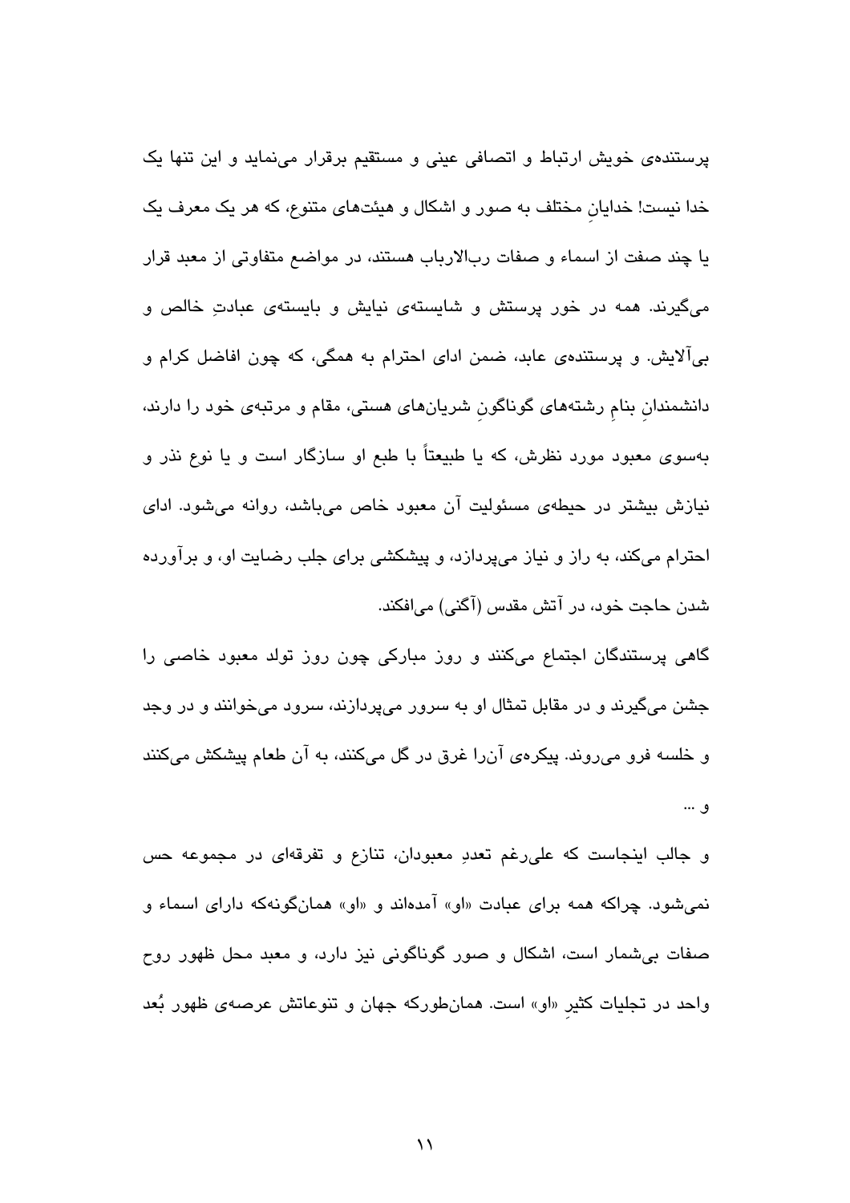پرستنده‌ی خویش ارتباط و اتصافی عینی و مستقیم برقرار می‌نماید و این تنها یک خدا نیست! خدایانِ مختلف به صور و اشکال و هیئت‌های متنوع، که هر یک معرف یک یا چند صفت از اسماء و صفات رب‌الارباب هستند، در مواضع متفاوتی از معبد قرار می‌گیرند. همه در خور پرستش و شایسته‌ی نیایش و بایسته‌ی عبادتِ خالص و بی‌آلایش. و پرستنده‌ی عابد، ضمن ادای احترام به همگی، که چون افاضل کرام و دانشمندانِ بنامِ رشته‌های گوناگونِ شریان‌های هستی، مقام و مرتبه‌ی خود را دارند، به‌سوی معبود مورد نظرش، که یا طبیعتاً با طبع او سازگار است و یا نوع نذر و نیازش بیشتر در حیطه‌ی مسئولیت آن معبود خاص می‌باشد، روانه می‌شود. ادای احترام می‌کند، به راز و نیاز می‌پردازد، و پیشکشی برای جلب رضایت او، و برآورده شدن حاجت خود، در آتش مقدس (آگنی) می‌افکند.

گاهی پرستندگان اجتماع می‌کنند و روز مبارکی چون روز تولد معبود خاصی را جشن می‌گیرند و در مقابل تمثال او به سرور می‌پردازند، سرود می‌خوانند و در وجد و خلسه فرو می‌روند. پیکره‌ی آن‌را غرق در گل می‌کنند، به آن طعام پیشکش می‌کنند و ...

و جالب اینجاست که علی‌رغم تعددِ معبودان، تنازع و تفرقه‌ای در مجموعه حس نمی‌شود. چراکه همه برای عبادت «او» آمده‌اند و «او» همان‌گونه‌که دارای اسماء و صفات بی‌شمار است، اشکال و صور گوناگونی نیز دارد، و معبد محل ظهور روح واحد در تجلیات کثیرِ «او» است. همان‌طورکه جهان و تنوعاتش عرصه‌ی ظهور بُعد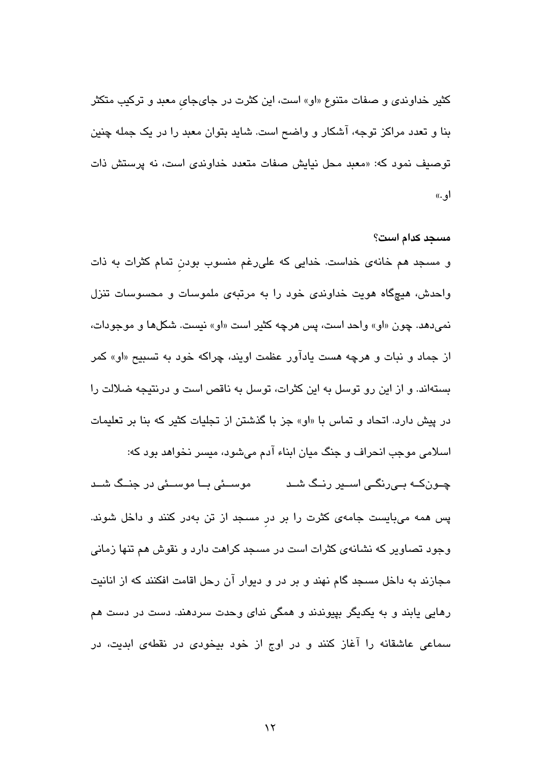کثیر خداوندی و صفات متنوع «او» است، این کثرت در جای‌جایِ معبد و ترکیب متکثر بنا و تعدد مراکز توجه، آشکار و واضح است. شاید بتوان معبد را در یک جمله چنین توصیف نمود که: «معبد محل نیایش صفات متعدد خداوندی است، نه پرستش ذات او.»

**مسجد کدام است؟**

و مسجد هم خانه‌ی خداست. خدایی که علی‌رغم منسوب بودنِ تمام کثرات به ذات واحدش، هیچگاه هویت خداوندی خود را به مرتبه‌ی ملموسات و محسوسات تنزل نمی‌دهد. چون «او» واحد است، پس هرچه کثیر است «او» نیست. شکل‌ها و موجودات، از جماد و نبات و هرچه هست یادآور عظمت اویند، چراکه خود به تسبیح «او» کمر بسته‌اند. و از این رو توسل به این کثرات، توسل به ناقص است و درنتیجه ضلالت را در پیش دارد. اتحاد و تماس با «او» جز با گذشتن از تجلیات کثیر که بنا بر تعلیمات اسلامی موجب انحراف و جنگ میان ابناء آدم می‌شود، میسر نخواهد بود که:

چون‌که بی‌رنگی اسیر رنگ شد &nbsp;&nbsp;&nbsp;&nbsp; موسئی با موسئی در جنگ شد

پس همه می‌بایست جامه‌ی کثرت را بر درِ مسجد از تن به‌در کنند و داخل شوند. وجود تصاویر که نشانه‌ی کثرات است در مسجد کراهت دارد و نقوش هم تنها زمانی مجازند به داخل مسجد گام نهند و بر در و دیوار آن رحل اقامت افکنند که از انانیت رهایی یابند و به یکدیگر بپیوندند و همگی ندای وحدت سردهند. دست در دست هم سماعی عاشقانه را آغاز کنند و در اوج از خود بیخودی در نقطه‌ی ابدیت، در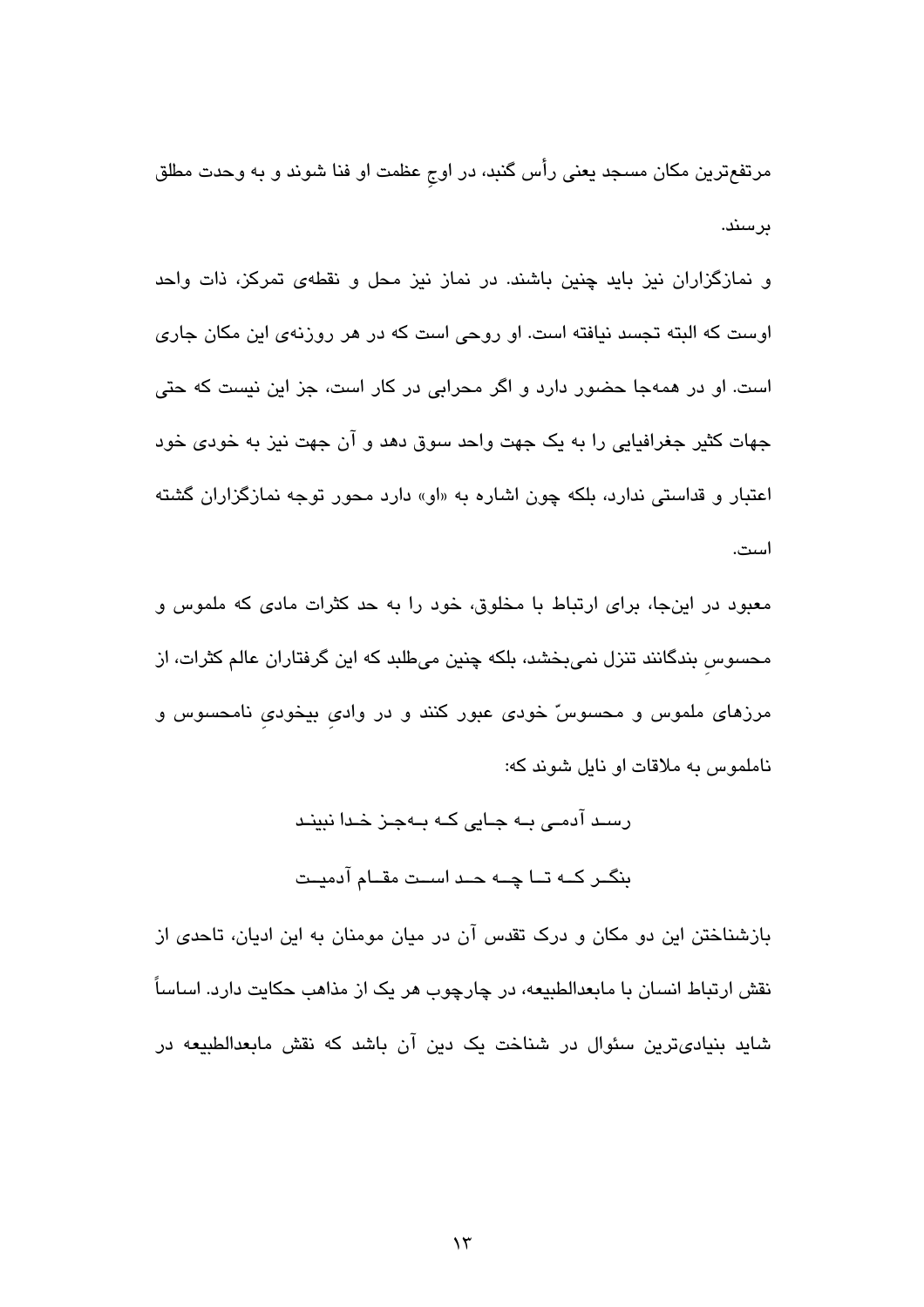مرتفع‌ترین مکان مسجد یعنی رأس گنبد، در اوجِ عظمت او فنا شوند و به وحدت مطلق برسند.

و نمازگزاران نیز باید چنین باشند. در نماز نیز محل و نقطه‌ی تمرکز، ذات واحد اوست که البته تجسد نیافته است. او روحی است که در هر روزنه‌ی این مکان جاری است. او در همه‌جا حضور دارد و اگر محرابی در کار است، جز این نیست که حتی جهات کثیر جغرافیایی را به یک جهت واحد سوق دهد و آن جهت نیز به خودی خود اعتبار و قداستی ندارد، بلکه چون اشاره به «او» دارد محور توجه نمازگزاران گشته است.

معبود در این‌جا، برای ارتباط با مخلوق، خود را به حد کثرات مادی که ملموس و محسوسِ بندگانند تنزل نمی‌بخشد، بلکه چنین می‌طلبد که این گرفتاران عالم کثرات، از مرزهای ملموس و محسوسّ خودی عبور کنند و در وادیِ بیخودیِ نامحسوس و ناملموس به ملاقات او نایل شوند که:

رسد آدمی به جایی که به‌جز خدا نبیند

بنگر که تا چه حد است مقام آدمیت

بازشناختن این دو مکان و درک تقدس آن در میان مومنان به این ادیان، تاحدی از نقش ارتباط انسان با مابعدالطبیعه، در چارچوب هر یک از مذاهب حکایت دارد. اساساً شاید بنیادی‌ترین سئوال در شناخت یک دین آن باشد که نقش مابعدالطبیعه در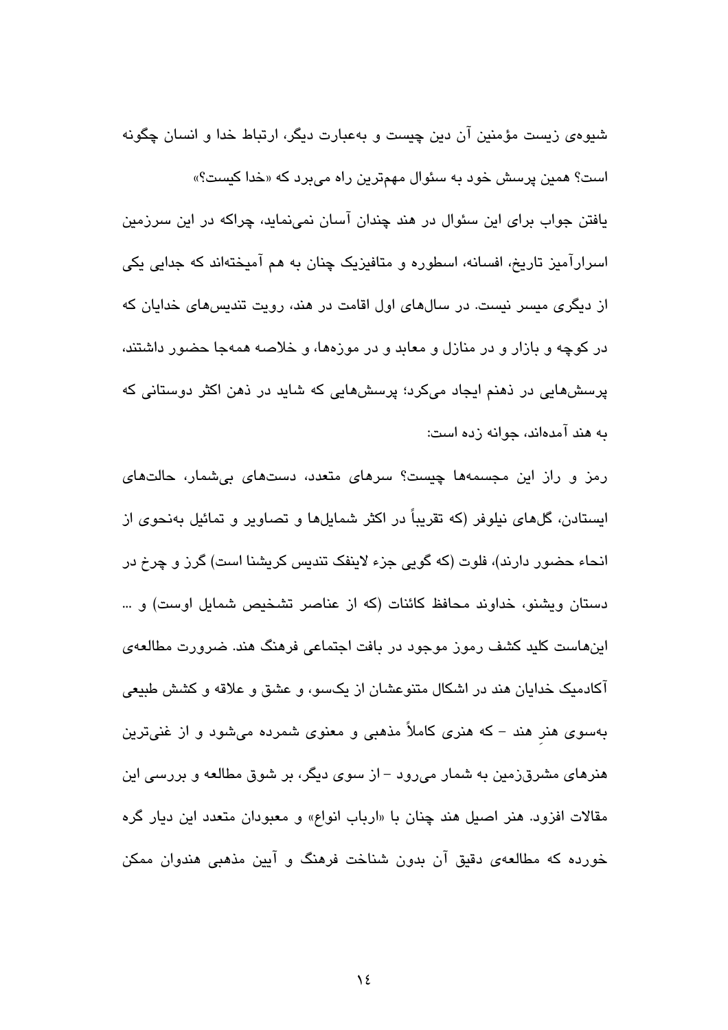شیوه‌ی زیست مؤمنین آن دین چیست و به‌عبارت دیگر، ارتباط خدا و انسان چگونه است؟ همین پرسش خود به سئوال مهم‌ترین راه می‌برد که «خدا کیست؟»

یافتن جواب برای این سئوال در هند چندان آسان نمی‌نماید، چراکه در این سرزمین اسرارآمیز تاریخ، افسانه، اسطوره و متافیزیک چنان به هم آمیخته‌اند که جدایی یکی از دیگری میسر نیست. در سال‌های اول اقامت در هند، رویت تندیس‌های خدایان که در کوچه و بازار و در منازل و معابد و در موزه‌ها، و خلاصه همه‌جا حضور داشتند، پرسش‌هایی در ذهنم ایجاد می‌کرد؛ پرسش‌هایی که شاید در ذهن اکثر دوستانی که به هند آمده‌اند، جوانه زده است:

رمز و راز این مجسمه‌ها چیست؟ سرهای متعدد، دست‌های بی‌شمار، حالت‌های ایستادن، گل‌های نیلوفر (که تقریباً در اکثر شمایل‌ها و تصاویر و تمائیل به‌نحوی از انحاء حضور دارند)، فلوت (که گویی جزء لاینفک تندیس کریشنا است) گرز و چرخ در دستان ویشنو، خداوند محافظ کائنات (که از عناصر تشخیص شمایل اوست) و ... این‌هاست کلید کشف رموز موجود در بافت اجتماعی فرهنگ هند. ضرورت مطالعه‌ی آکادمیک خدایان هند در اشکال متنوعشان از یک‌سو، و عشق و علاقه و کشش طبیعی به‌سوی هنرِ هند - که هنری کاملاً مذهبی و معنوی شمرده می‌شود و از غنی‌ترین هنرهای مشرق‌زمین به شمار می‌رود - از سوی دیگر، بر شوق مطالعه و بررسی این مقالات افزود. هنر اصیل هند چنان با «ارباب انواع» و معبودان متعدد این دیار گره خورده که مطالعه‌ی دقیق آن بدون شناخت فرهنگ و آیین مذهبی هندوان ممکن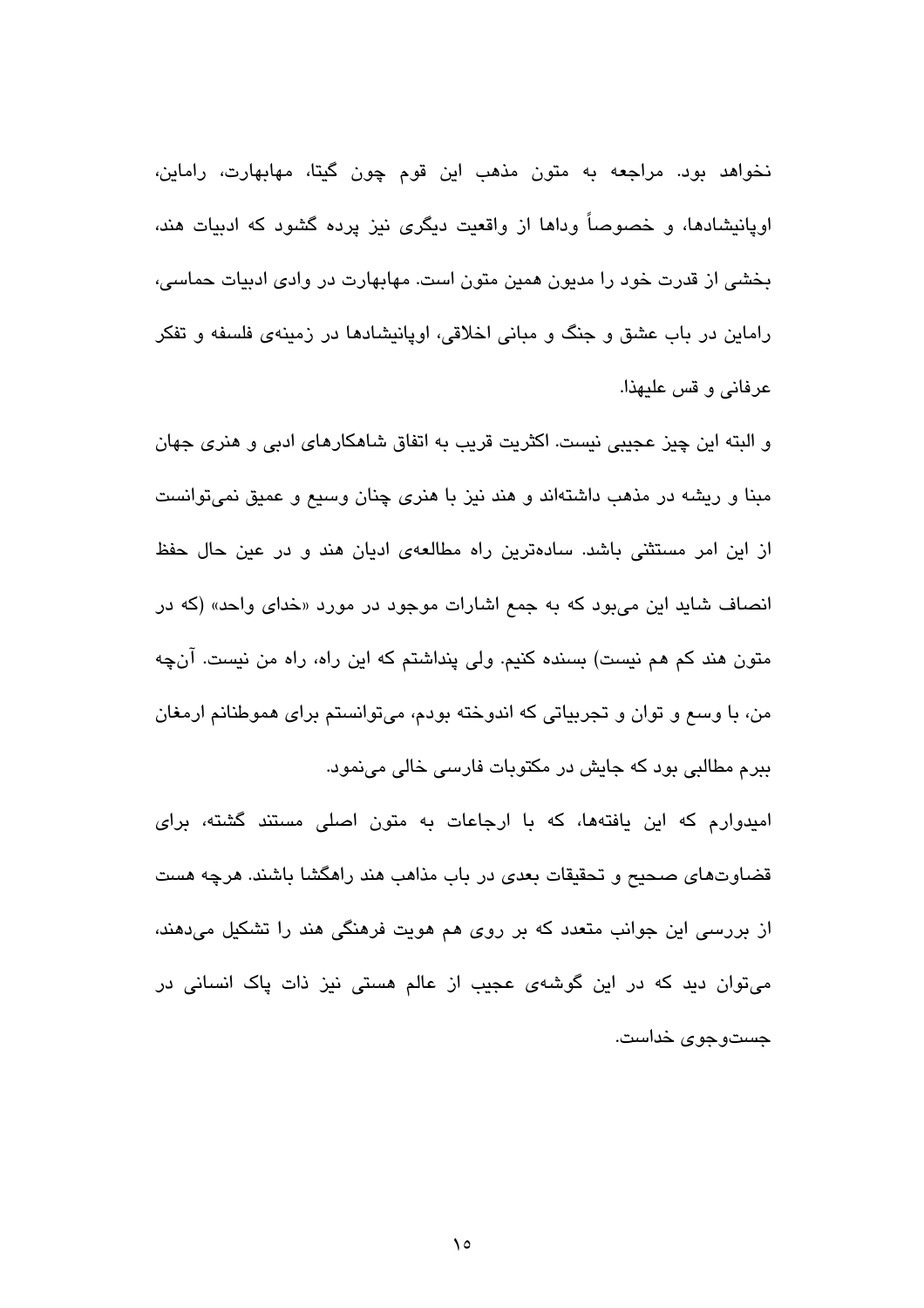نخواهد بود. مراجعه به متون مذهب این قوم چون گیتا، مهابهارت، راماین، اوپانیشادها، و خصوصاً وداها از واقعیت دیگری نیز پرده گشود که ادبیات هند، بخشی از قدرت خود را مدیون همین متون است. مهابهارت در وادی ادبیات حماسی، راماین در باب عشق و جنگ و مبانی اخلاقی، اوپانیشادها در زمینه‌ی فلسفه و تفکر عرفانی و قس علیهذا.

و البته این چیز عجیبی نیست. اکثریت قریب به اتفاق شاهکارهای ادبی و هنری جهان مبنا و ریشه در مذهب داشته‌اند و هند نیز با هنری چنان وسیع و عمیق نمی‌توانست از این امر مستثنی باشد. ساده‌ترین راه مطالعه‌ی ادیان هند و در عین حال حفظ انصاف شاید این می‌بود که به جمع اشارات موجود در مورد «خدای واحد» (که در متون هند کم هم نیست) بسنده کنیم. ولی پنداشتم که این راه، راه من نیست. آن‌چه من، با وسع و توان و تجربیاتی که اندوخته بودم، می‌توانستم برای هموطنانم ارمغان ببرم مطالبی بود که جایش در مکتوبات فارسی خالی می‌نمود.

امیدوارم که این یافته‌ها، که با ارجاعات به متون اصلی مستند گشته، برای قضاوت‌های صحیح و تحقیقات بعدی در باب مذاهب هند راهگشا باشند. هرچه هست از بررسی این جوانب متعدد که بر روی هم هویت فرهنگی هند را تشکیل می‌دهند، می‌توان دید که در این گوشه‌ی عجیب از عالم هستی نیز ذات پاک انسانی در جست‌وجوی خداست.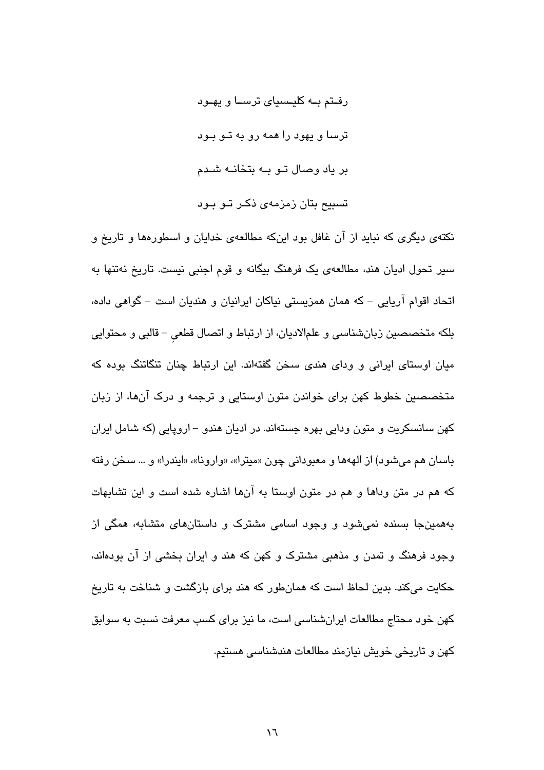رفتم به کلیسیای ترسا و یهود

ترسا و یهود را همه رو به تو بود

بر یاد وصال تو به بتخانه شدم

تسبیح بتان زمزمه‌ی ذکر تو بود

نکته‌ی دیگری که نباید از آن غافل بود این‌که مطالعه‌ی خدایان و اسطوره‌ها و تاریخ و سیر تحول ادیان هند، مطالعه‌ی یک فرهنگ بیگانه و قوم اجنبی نیست. تاریخ نه‌تنها به اتحاد اقوام آریایی – که همان همزیستی نیاکان ایرانیان و هندیان است – گواهی داده، بلکه متخصصین زبان‌شناسی و علم‌الادیان، از ارتباط و اتصال قطعیِ – قالبی و محتوایی میان اوستای ایرانی و ودای هندی سخن گفته‌اند. این ارتباط چنان تنگاتنگ بوده که متخصصین خطوط کهن برای خواندن متون اوستایی و ترجمه و درک آن‌ها، از زبان کهن سانسکریت و متون ودایی بهره جسته‌اند. در ادیان هندو – اروپایی (که شامل ایران باسان هم می‌شود) از الهه‌ها و معبودانی چون «میترا»، «وارونا»، «ایندرا» و ... سخن رفته که هم در متن وداها و هم در متون اوستا به آن‌ها اشاره شده است و این تشابهات به‌همین‌جا بسنده نمی‌شود و وجود اسامی مشترک و داستان‌های متشابه، همگی از وجود فرهنگ و تمدن و مذهبی مشترک و کهن که هند و ایران بخشی از آن بوده‌اند، حکایت می‌کند. بدین لحاظ است که همان‌طور که هند برای بازگشت و شناخت به تاریخ کهن خود محتاج مطالعات ایران‌شناسی است، ما نیز برای کسب معرفت نسبت به سوابق کهن و تاریخی خویش نیازمند مطالعات هندشناسی هستیم.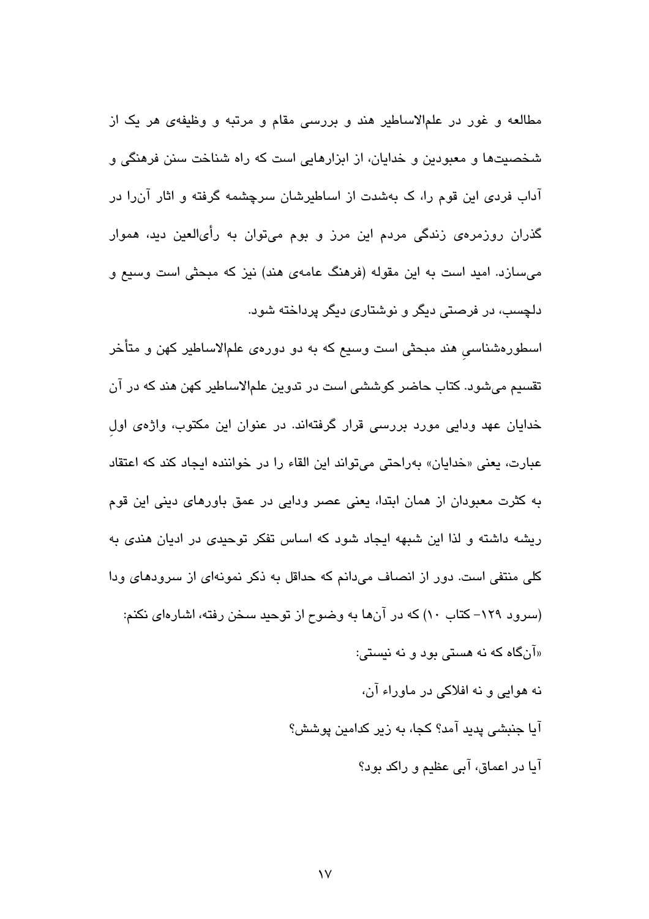مطالعه و غور در علم‌الاساطیر هند و بررسی مقام و مرتبه و وظیفه‌ی هر یک از شخصیت‌ها و معبودین و خدایان، از ابزارهایی است که راه شناخت سنن فرهنگی و آداب فردی این قوم را، ک به‌شدت از اساطیرشان سرچشمه گرفته و اثار آن‌را در گذران روزمره‌ی زندگی مردم این مرز و بوم می‌توان به رأی‌العین دید، هموار می‌سازد. امید است به این مقوله (فرهنگ عامه‌ی هند) نیز که مبحثی است وسیع و دلچسب، در فرصتی دیگر و نوشتاری دیگر پرداخته شود.

اسطوره‌شناسیِ هند مبحثی است وسیع که به دو دوره‌ی علم‌الاساطیر کهن و متأخر تقسیم می‌شود. کتاب حاضر کوششی است در تدوین علم‌الاساطیر کهن هند که در آن خدایان عهد ودایی مورد بررسی قرار گرفته‌اند. در عنوان این مکتوب، واژه‌ی اولِ عبارت، یعنی «خدایان» به‌راحتی می‌تواند این القاء را در خواننده ایجاد کند که اعتقاد به کثرت معبودان از همان ابتدا، یعنی عصر ودایی در عمق باورهای دینی این قوم ریشه داشته و لذا این شبهه ایجاد شود که اساس تفکر توحیدی در ادیان هندی به کلی منتفی است. دور از انصاف می‌دانم که حداقل به ذکر نمونه‌ای از سرودهای ودا (سرود ۱۲۹- کتاب ۱۰) که در آن‌ها به وضوح از توحید سخن رفته، اشاره‌ای نکنم:

«آن‌گاه که نه هستی بود و نه نیستی:

نه هوایی و نه افلاکی در ماوراء آن،

آیا جنبشی پدید آمد؟ کجا، به زیر کدامین پوشش؟

آیا در اعماق، آبی عظیم و راکد بود؟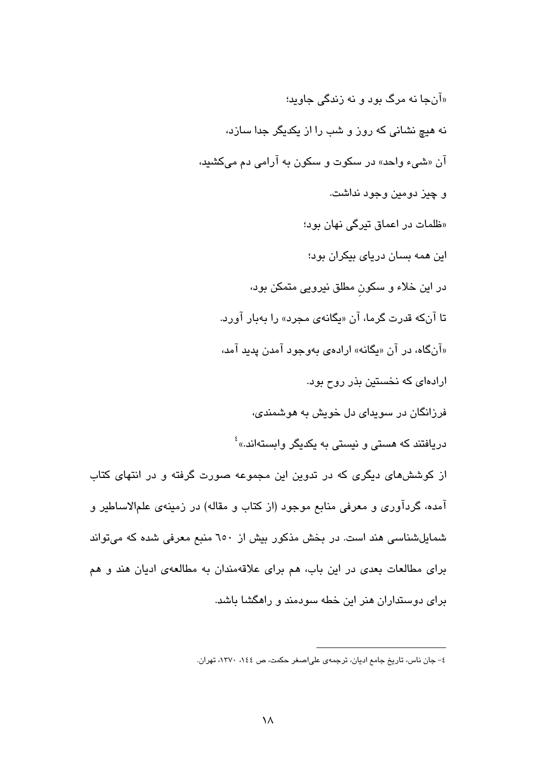«آن‌جا نه مرگ بود و نه زندگی جاوید؛

نه هیچ نشانی که روز و شب را از یکدیگر جدا سازد،

آن «شیء واحد» در سکوت و سکون به آرامی دم می‌کشید،

و چیز دومین وجود نداشت.

«ظلمات در اعماق تیرگی نهان بود؛

این همه بسان دریای بیکران بود؛

در این خلاء و سکونِ مطلق نیرویی متمکن بود،

تا آن‌که قدرت گرما، آن «یگانه‌ی مجرد» را به‌بار آورد.

«آن‌گاه، در آن «یگانه» اراده‌ی به‌وجود آمدن پدید آمد،

اراده‌ای که نخستین بذر روح بود.

فرزانگان در سویدای دل خویش به هوشمندی،

دریافتند که هستی و نیستی به یکدیگر وابسته‌اند.»[٤]

از کوشش‌های دیگری که در تدوین این مجموعه صورت گرفته و در انتهای کتاب آمده، گردآوری و معرفی منابع موجود (از کتاب و مقاله) در زمینه‌ی علم‌الاساطیر و شمایل‌شناسی هند است. در بخش مذکور بیش از ٦٥٠ منبع معرفی شده که می‌تواند برای مطالعات بعدی در این باب، هم برای علاقه‌مندان به مطالعه‌ی ادیان هند و هم برای دوستداران هنر این خطه سودمند و راهگشا باشد.

---

٤- جان ناس، تاریخ جامع ادیان، ترجمه‌ی علی‌اصغر حکمت، ص ١٤٤، ١٣٧٠، تهران.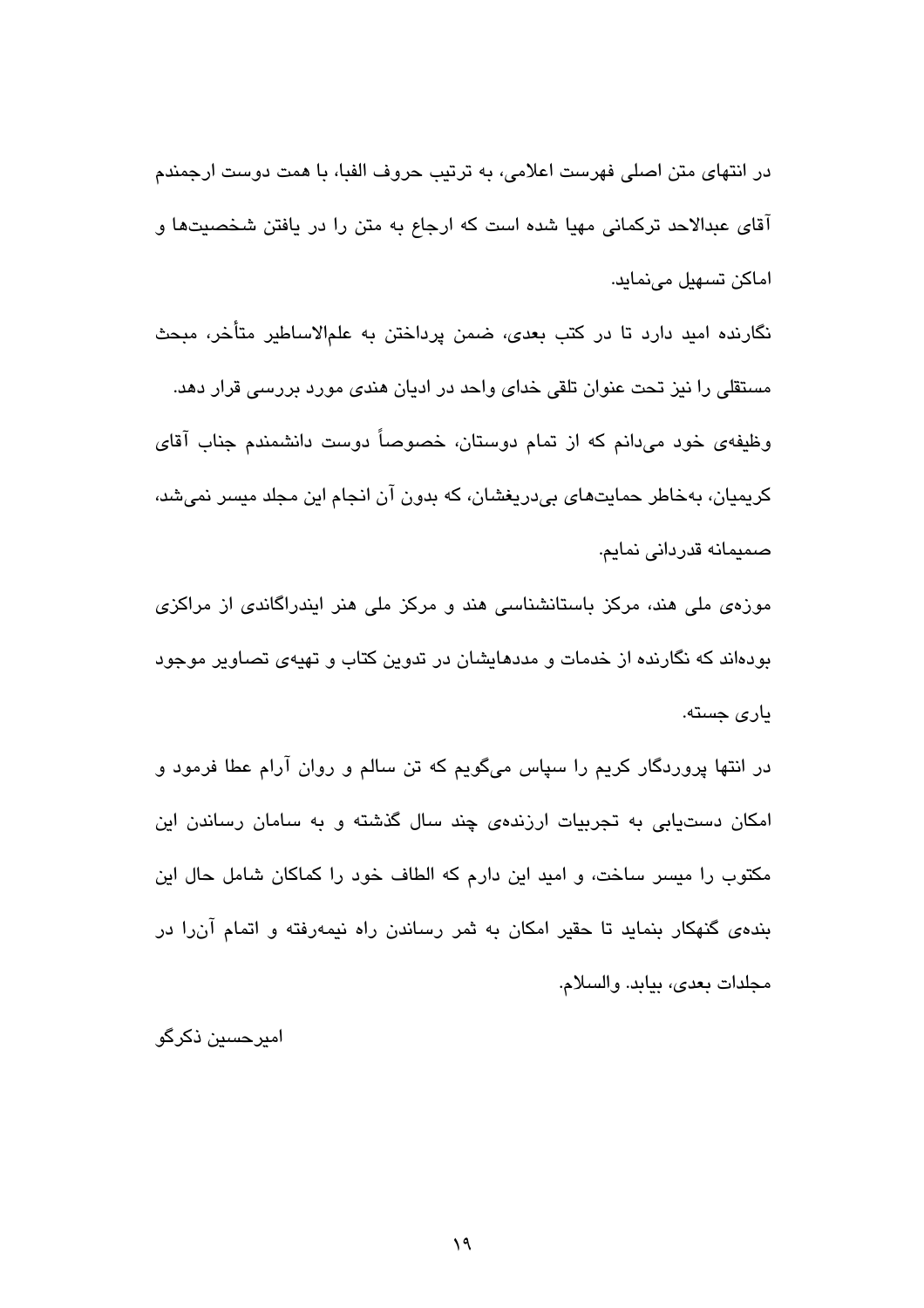در انتهای متن اصلی فهرست اعلامی، به ترتیب حروف الفبا، با همت دوست ارجمندم آقای عبدالاحد ترکمانی مهیا شده است که ارجاع به متن را در یافتن شخصیت‌ها و اماکن تسهیل می‌نماید.

نگارنده امید دارد تا در کتب بعدی، ضمن پرداختن به علم‌الاساطیر متأخر، مبحث مستقلی را نیز تحت عنوان تلقی خدای واحد در ادیان هندی مورد بررسی قرار دهد.

وظیفه‌ی خود می‌دانم که از تمام دوستان، خصوصاً دوست دانشمندم جناب آقای کریمیان، به‌خاطر حمایت‌های بی‌دریغشان، که بدون آن انجام این مجلد میسر نمی‌شد، صمیمانه قدردانی نمایم.

موزه‌ی ملی هند، مرکز باستانشناسی هند و مرکز ملی هنر ایندراگاندی از مراکزی بوده‌اند که نگارنده از خدمات و مددهایشان در تدوین کتاب و تهیه‌ی تصاویر موجود یاری جسته.

در انتها پروردگار کریم را سپاس می‌گویم که تن سالم و روان آرام عطا فرمود و امکان دست‌یابی به تجربیات ارزنده‌ی چند سال گذشته و به سامان رساندن این مکتوب را میسر ساخت، و امید این دارم که الطاف خود را کماکان شامل حال این بنده‌ی گنهکار بنماید تا حقیر امکان به ثمر رساندن راه نیمه‌رفته و اتمام آن‌را در مجلدات بعدی، بیابد. والسلام.

امیرحسین ذکرگو